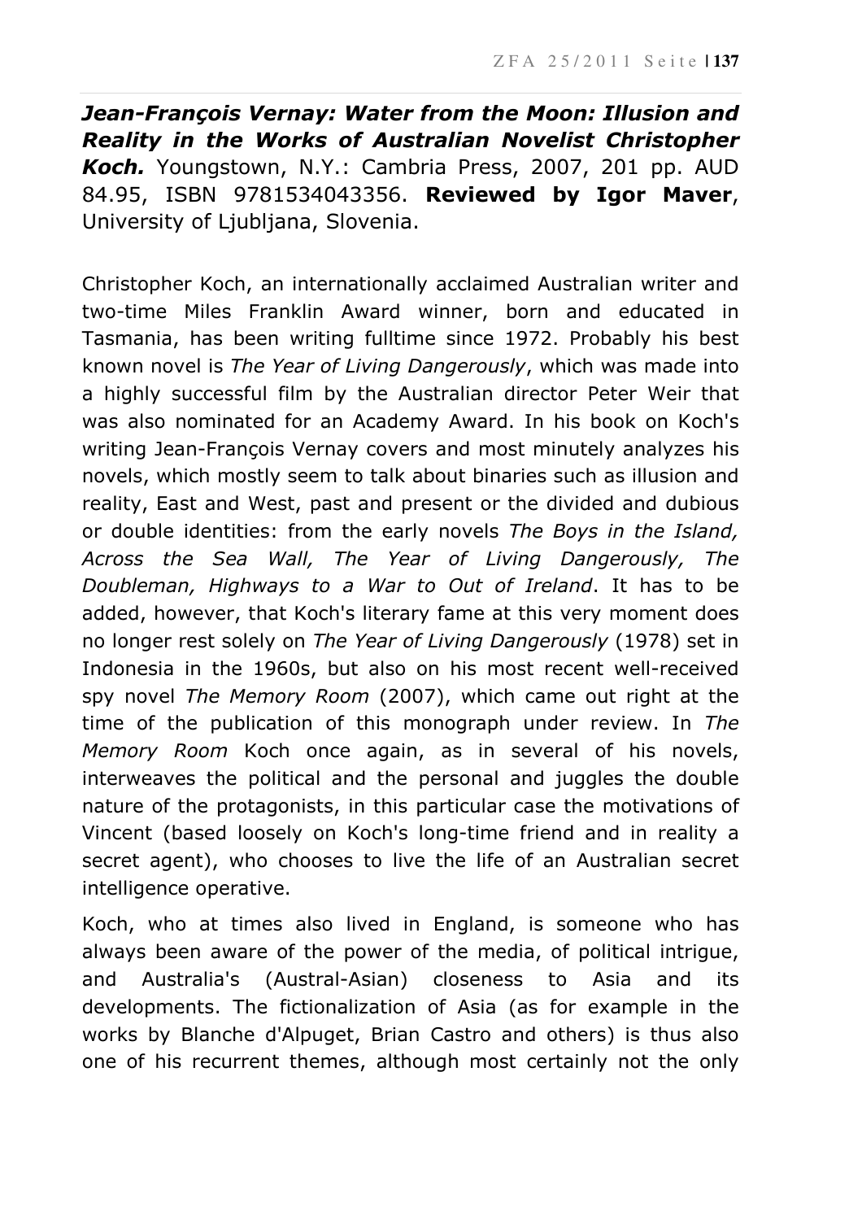***Jean-François Vernay: Water from the Moon: Illusion and Reality in the Works of Australian Novelist Christopher Koch.*** Youngstown, N.Y.: Cambria Press, 2007, 201 pp. AUD 84.95, ISBN 9781534043356. **Reviewed by Igor Maver**, University of Ljubljana, Slovenia.

Christopher Koch, an internationally acclaimed Australian writer and two-time Miles Franklin Award winner, born and educated in Tasmania, has been writing fulltime since 1972. Probably his best known novel is *The Year of Living Dangerously*, which was made into a highly successful film by the Australian director Peter Weir that was also nominated for an Academy Award. In his book on Koch's writing Jean-François Vernay covers and most minutely analyzes his novels, which mostly seem to talk about binaries such as illusion and reality, East and West, past and present or the divided and dubious or double identities: from the early novels *The Boys in the Island, Across the Sea Wall, The Year of Living Dangerously, The Doubleman, Highways to a War to Out of Ireland*. It has to be added, however, that Koch's literary fame at this very moment does no longer rest solely on *The Year of Living Dangerously* (1978) set in Indonesia in the 1960s, but also on his most recent well-received spy novel *The Memory Room* (2007), which came out right at the time of the publication of this monograph under review. In *The Memory Room* Koch once again, as in several of his novels, interweaves the political and the personal and juggles the double nature of the protagonists, in this particular case the motivations of Vincent (based loosely on Koch's long-time friend and in reality a secret agent), who chooses to live the life of an Australian secret intelligence operative.

Koch, who at times also lived in England, is someone who has always been aware of the power of the media, of political intrigue, and Australia's (Austral-Asian) closeness to Asia and its developments. The fictionalization of Asia (as for example in the works by Blanche d'Alpuget, Brian Castro and others) is thus also one of his recurrent themes, although most certainly not the only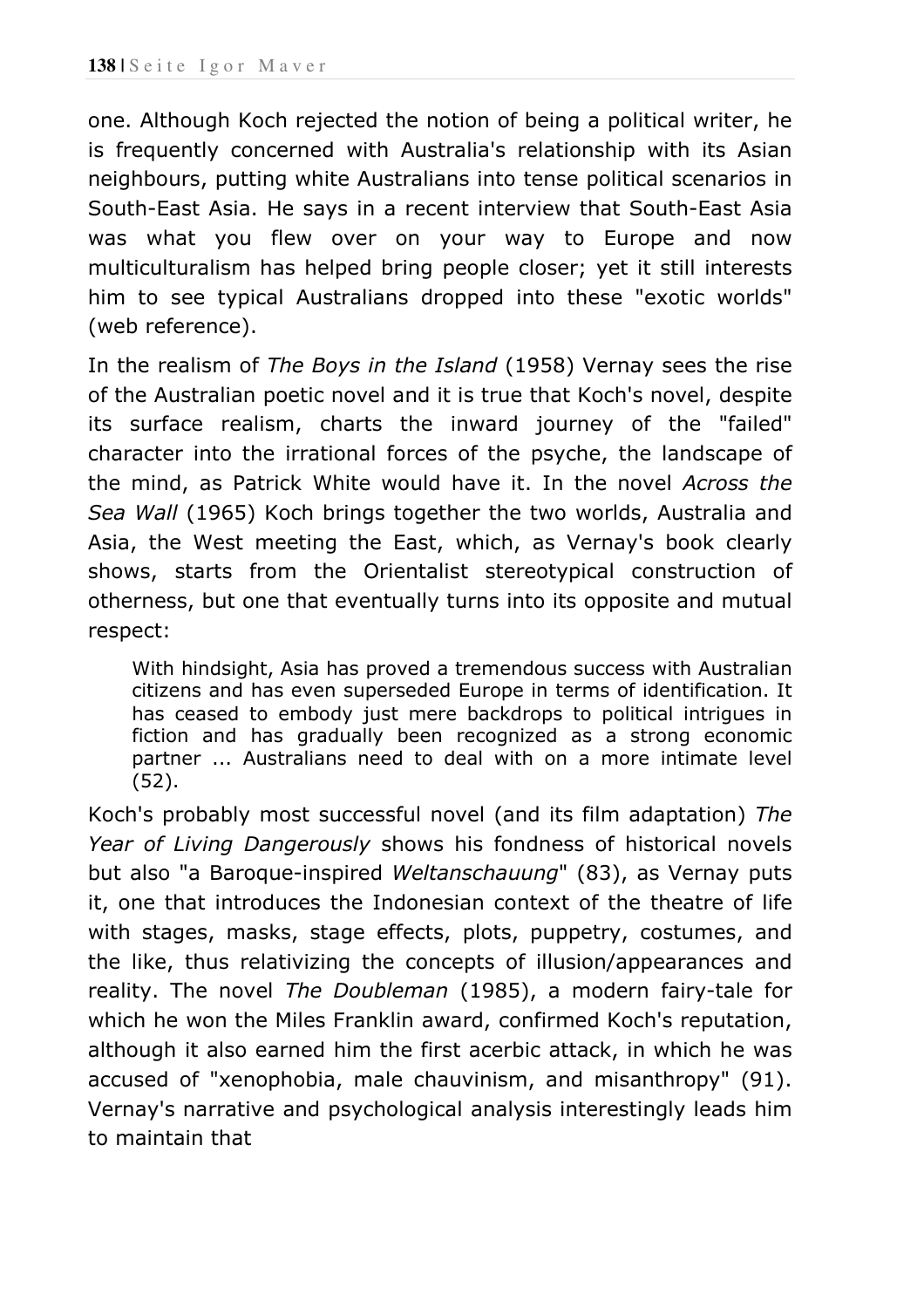one. Although Koch rejected the notion of being a political writer, he is frequently concerned with Australia's relationship with its Asian neighbours, putting white Australians into tense political scenarios in South-East Asia. He says in a recent interview that South-East Asia was what you flew over on your way to Europe and now multiculturalism has helped bring people closer; yet it still interests him to see typical Australians dropped into these "exotic worlds" (web reference).

In the realism of *The Boys in the Island* (1958) Vernay sees the rise of the Australian poetic novel and it is true that Koch's novel, despite its surface realism, charts the inward journey of the "failed" character into the irrational forces of the psyche, the landscape of the mind, as Patrick White would have it. In the novel *Across the Sea Wall* (1965) Koch brings together the two worlds, Australia and Asia, the West meeting the East, which, as Vernay's book clearly shows, starts from the Orientalist stereotypical construction of otherness, but one that eventually turns into its opposite and mutual respect:

> With hindsight, Asia has proved a tremendous success with Australian citizens and has even superseded Europe in terms of identification. It has ceased to embody just mere backdrops to political intrigues in fiction and has gradually been recognized as a strong economic partner ... Australians need to deal with on a more intimate level (52).

Koch's probably most successful novel (and its film adaptation) *The Year of Living Dangerously* shows his fondness of historical novels but also "a Baroque-inspired *Weltanschauung*" (83), as Vernay puts it, one that introduces the Indonesian context of the theatre of life with stages, masks, stage effects, plots, puppetry, costumes, and the like, thus relativizing the concepts of illusion/appearances and reality. The novel *The Doubleman* (1985), a modern fairy-tale for which he won the Miles Franklin award, confirmed Koch's reputation, although it also earned him the first acerbic attack, in which he was accused of "xenophobia, male chauvinism, and misanthropy" (91). Vernay's narrative and psychological analysis interestingly leads him to maintain that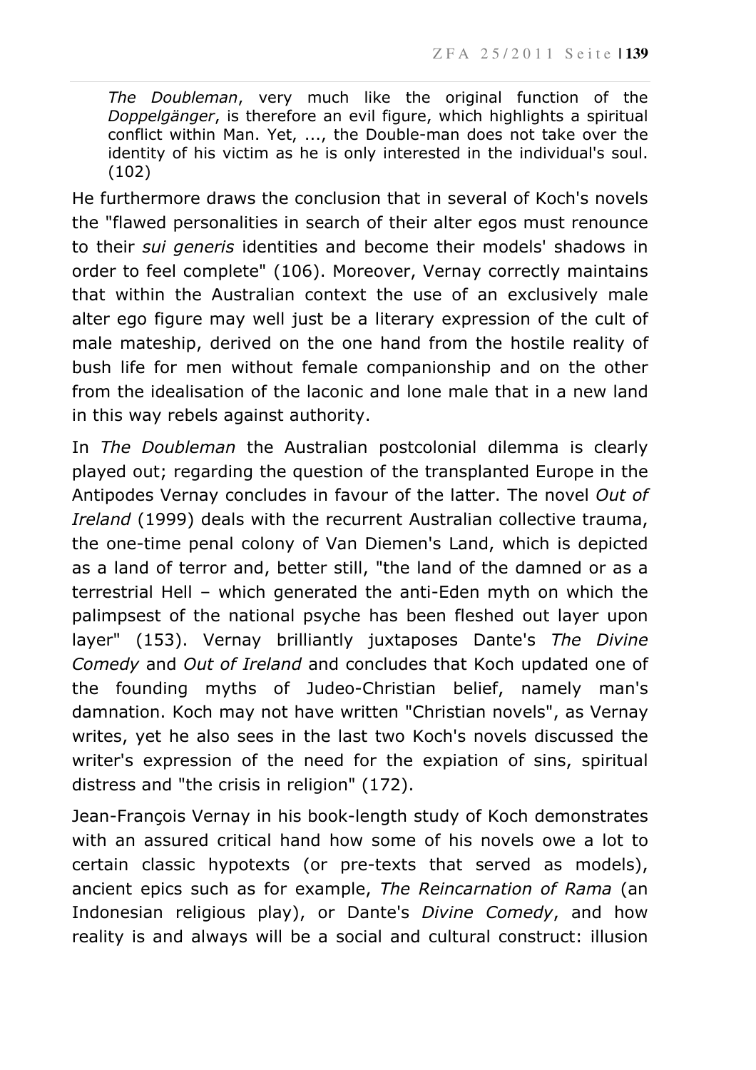> *The Doubleman*, very much like the original function of the *Doppelgänger*, is therefore an evil figure, which highlights a spiritual conflict within Man. Yet, ..., the Double-man does not take over the identity of his victim as he is only interested in the individual's soul. (102)

He furthermore draws the conclusion that in several of Koch's novels the "flawed personalities in search of their alter egos must renounce to their *sui generis* identities and become their models' shadows in order to feel complete" (106). Moreover, Vernay correctly maintains that within the Australian context the use of an exclusively male alter ego figure may well just be a literary expression of the cult of male mateship, derived on the one hand from the hostile reality of bush life for men without female companionship and on the other from the idealisation of the laconic and lone male that in a new land in this way rebels against authority.

In *The Doubleman* the Australian postcolonial dilemma is clearly played out; regarding the question of the transplanted Europe in the Antipodes Vernay concludes in favour of the latter. The novel *Out of Ireland* (1999) deals with the recurrent Australian collective trauma, the one-time penal colony of Van Diemen's Land, which is depicted as a land of terror and, better still, "the land of the damned or as a terrestrial Hell – which generated the anti-Eden myth on which the palimpsest of the national psyche has been fleshed out layer upon layer" (153). Vernay brilliantly juxtaposes Dante's *The Divine Comedy* and *Out of Ireland* and concludes that Koch updated one of the founding myths of Judeo-Christian belief, namely man's damnation. Koch may not have written "Christian novels", as Vernay writes, yet he also sees in the last two Koch's novels discussed the writer's expression of the need for the expiation of sins, spiritual distress and "the crisis in religion" (172).

Jean-François Vernay in his book-length study of Koch demonstrates with an assured critical hand how some of his novels owe a lot to certain classic hypotexts (or pre-texts that served as models), ancient epics such as for example, *The Reincarnation of Rama* (an Indonesian religious play), or Dante's *Divine Comedy*, and how reality is and always will be a social and cultural construct: illusion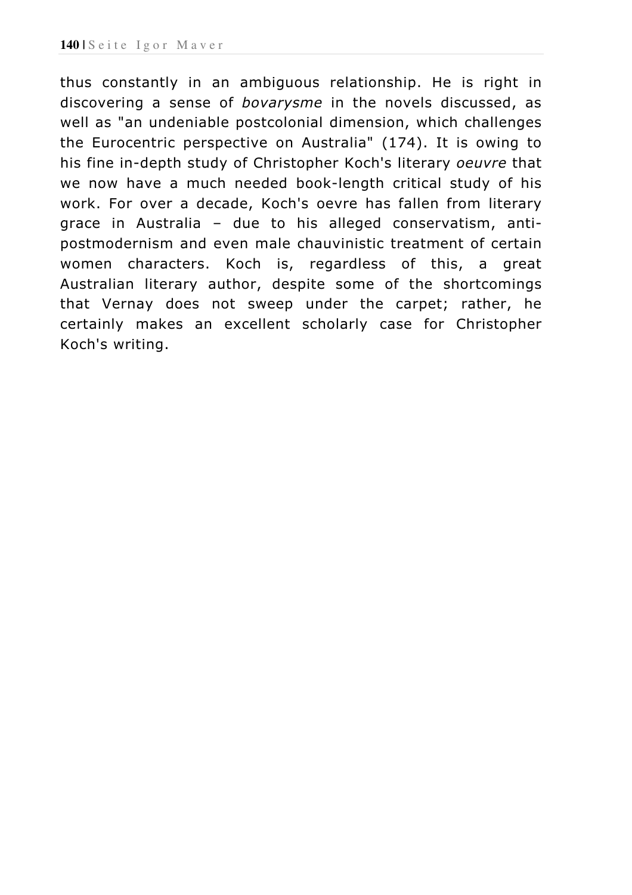thus constantly in an ambiguous relationship. He is right in discovering a sense of *bovarysme* in the novels discussed, as well as "an undeniable postcolonial dimension, which challenges the Eurocentric perspective on Australia" (174). It is owing to his fine in-depth study of Christopher Koch's literary *oeuvre* that we now have a much needed book-length critical study of his work. For over a decade, Koch's oevre has fallen from literary grace in Australia – due to his alleged conservatism, anti-postmodernism and even male chauvinistic treatment of certain women characters. Koch is, regardless of this, a great Australian literary author, despite some of the shortcomings that Vernay does not sweep under the carpet; rather, he certainly makes an excellent scholarly case for Christopher Koch's writing.